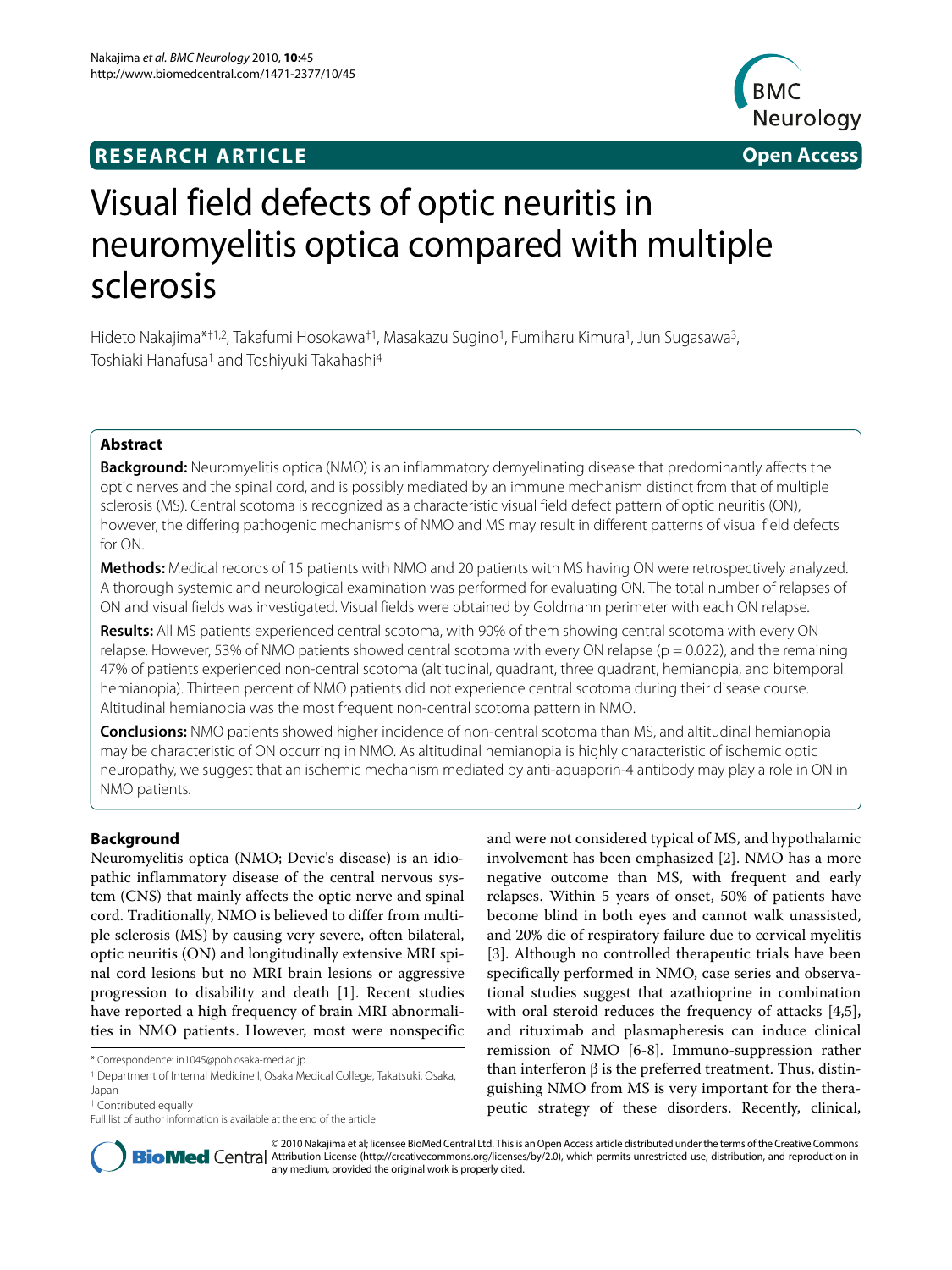**RESEARCH ARTICLE** **Open Access**

# Visual field defects of optic neuritis in neuromyelitis optica compared with multiple sclerosis

Hideto Nakajima*[†1,2], Takafumi Hosokawa[†1], Masakazu Sugino[1], Fumiharu Kimura[1], Jun Sugasawa[3], Toshiaki Hanafusa[1] and Toshiyuki Takahashi[4]

## Abstract

**Background:** Neuromyelitis optica (NMO) is an inflammatory demyelinating disease that predominantly affects the optic nerves and the spinal cord, and is possibly mediated by an immune mechanism distinct from that of multiple sclerosis (MS). Central scotoma is recognized as a characteristic visual field defect pattern of optic neuritis (ON), however, the differing pathogenic mechanisms of NMO and MS may result in different patterns of visual field defects for ON.

**Methods:** Medical records of 15 patients with NMO and 20 patients with MS having ON were retrospectively analyzed. A thorough systemic and neurological examination was performed for evaluating ON. The total number of relapses of ON and visual fields was investigated. Visual fields were obtained by Goldmann perimeter with each ON relapse.

**Results:** All MS patients experienced central scotoma, with 90% of them showing central scotoma with every ON relapse. However, 53% of NMO patients showed central scotoma with every ON relapse ($p = 0.022$), and the remaining 47% of patients experienced non-central scotoma (altitudinal, quadrant, three quadrant, hemianopia, and bitemporal hemianopia). Thirteen percent of NMO patients did not experience central scotoma during their disease course. Altitudinal hemianopia was the most frequent non-central scotoma pattern in NMO.

**Conclusions:** NMO patients showed higher incidence of non-central scotoma than MS, and altitudinal hemianopia may be characteristic of ON occurring in NMO. As altitudinal hemianopia is highly characteristic of ischemic optic neuropathy, we suggest that an ischemic mechanism mediated by anti-aquaporin-4 antibody may play a role in ON in NMO patients.

## Background

Neuromyelitis optica (NMO; Devic's disease) is an idiopathic inflammatory disease of the central nervous system (CNS) that mainly affects the optic nerve and spinal cord. Traditionally, NMO is believed to differ from multiple sclerosis (MS) by causing very severe, often bilateral, optic neuritis (ON) and longitudinally extensive MRI spinal cord lesions but no MRI brain lesions or aggressive progression to disability and death [1]. Recent studies have reported a high frequency of brain MRI abnormalities in NMO patients. However, most were nonspecific and were not considered typical of MS, and hypothalamic involvement has been emphasized [2]. NMO has a more negative outcome than MS, with frequent and early relapses. Within 5 years of onset, 50% of patients have become blind in both eyes and cannot walk unassisted, and 20% die of respiratory failure due to cervical myelitis [3]. Although no controlled therapeutic trials have been specifically performed in NMO, case series and observational studies suggest that azathioprine in combination with oral steroid reduces the frequency of attacks [4,5], and rituximab and plasmapheresis can induce clinical remission of NMO [6-8]. Immuno-suppression rather than interferon β is the preferred treatment. Thus, distinguishing NMO from MS is very important for the therapeutic strategy of these disorders. Recently, clinical,

\* Correspondence: in1045@poh.osaka-med.ac.jp

[1] Department of Internal Medicine I, Osaka Medical College, Takatsuki, Osaka, Japan

[†] Contributed equally

Full list of author information is available at the end of the article

© 2010 Nakajima et al; licensee BioMed Central Ltd. This is an Open Access article distributed under the terms of the Creative Commons Attribution License (http://creativecommons.org/licenses/by/2.0), which permits unrestricted use, distribution, and reproduction in any medium, provided the original work is properly cited.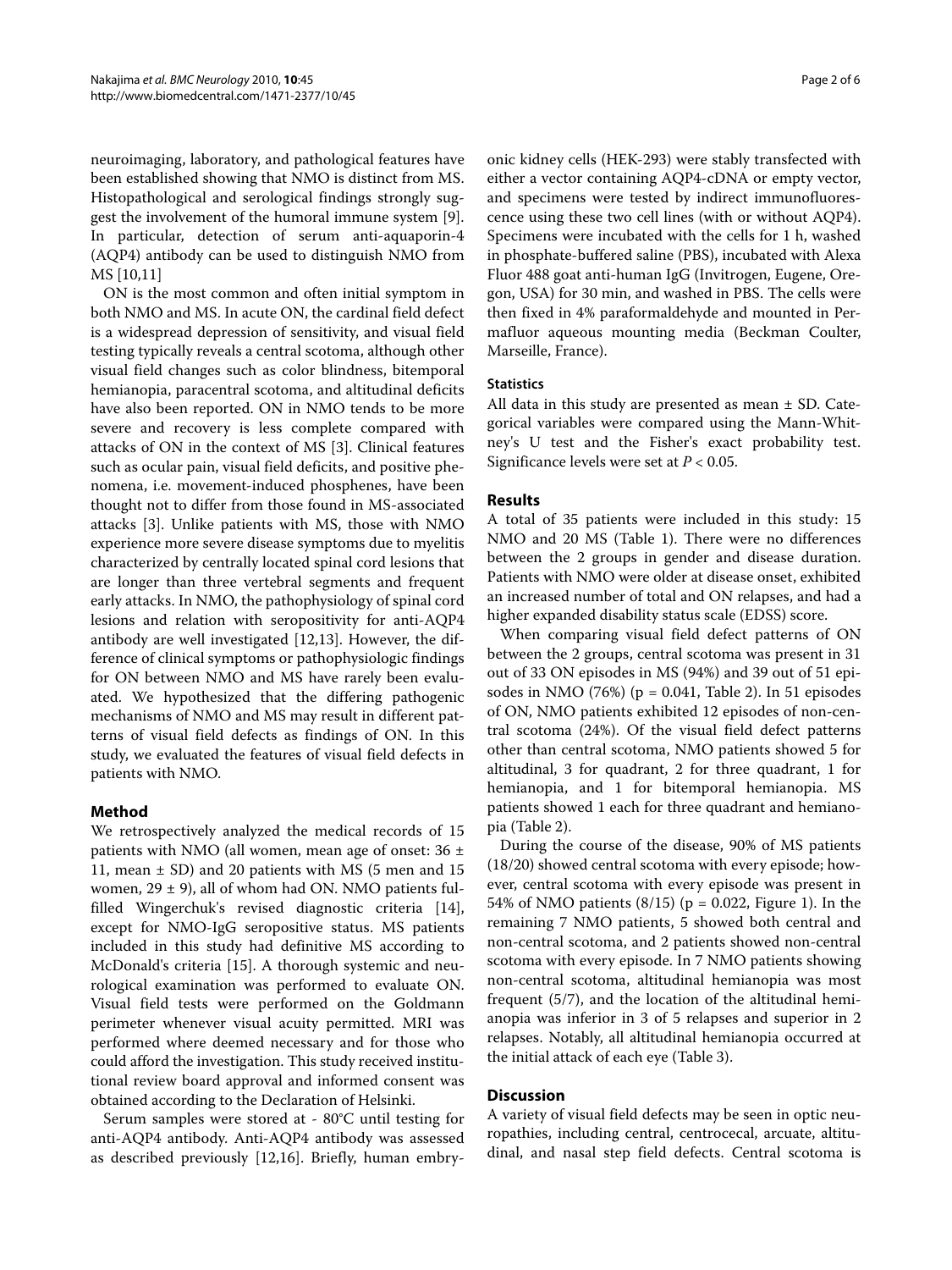neuroimaging, laboratory, and pathological features have been established showing that NMO is distinct from MS. Histopathological and serological findings strongly suggest the involvement of the humoral immune system [9]. In particular, detection of serum anti-aquaporin-4 (AQP4) antibody can be used to distinguish NMO from MS [10,11]

ON is the most common and often initial symptom in both NMO and MS. In acute ON, the cardinal field defect is a widespread depression of sensitivity, and visual field testing typically reveals a central scotoma, although other visual field changes such as color blindness, bitemporal hemianopia, paracentral scotoma, and altitudinal deficits have also been reported. ON in NMO tends to be more severe and recovery is less complete compared with attacks of ON in the context of MS [3]. Clinical features such as ocular pain, visual field deficits, and positive phenomena, i.e. movement-induced phosphenes, have been thought not to differ from those found in MS-associated attacks [3]. Unlike patients with MS, those with NMO experience more severe disease symptoms due to myelitis characterized by centrally located spinal cord lesions that are longer than three vertebral segments and frequent early attacks. In NMO, the pathophysiology of spinal cord lesions and relation with seropositivity for anti-AQP4 antibody are well investigated [12,13]. However, the difference of clinical symptoms or pathophysiologic findings for ON between NMO and MS have rarely been evaluated. We hypothesized that the differing pathogenic mechanisms of NMO and MS may result in different patterns of visual field defects as findings of ON. In this study, we evaluated the features of visual field defects in patients with NMO.

## Method

We retrospectively analyzed the medical records of 15 patients with NMO (all women, mean age of onset: 36 ± 11, mean ± SD) and 20 patients with MS (5 men and 15 women, 29 ± 9), all of whom had ON. NMO patients fulfilled Wingerchuk's revised diagnostic criteria [14], except for NMO-IgG seropositive status. MS patients included in this study had definitive MS according to McDonald's criteria [15]. A thorough systemic and neurological examination was performed to evaluate ON. Visual field tests were performed on the Goldmann perimeter whenever visual acuity permitted. MRI was performed where deemed necessary and for those who could afford the investigation. This study received institutional review board approval and informed consent was obtained according to the Declaration of Helsinki.

Serum samples were stored at - 80°C until testing for anti-AQP4 antibody. Anti-AQP4 antibody was assessed as described previously [12,16]. Briefly, human embryonic kidney cells (HEK-293) were stably transfected with either a vector containing AQP4-cDNA or empty vector, and specimens were tested by indirect immunofluorescence using these two cell lines (with or without AQP4). Specimens were incubated with the cells for 1 h, washed in phosphate-buffered saline (PBS), incubated with Alexa Fluor 488 goat anti-human IgG (Invitrogen, Eugene, Oregon, USA) for 30 min, and washed in PBS. The cells were then fixed in 4% paraformaldehyde and mounted in Permafluor aqueous mounting media (Beckman Coulter, Marseille, France).

### Statistics

All data in this study are presented as mean ± SD. Categorical variables were compared using the Mann-Whitney's U test and the Fisher's exact probability test. Significance levels were set at $P < 0.05$.

## Results

A total of 35 patients were included in this study: 15 NMO and 20 MS (Table 1). There were no differences between the 2 groups in gender and disease duration. Patients with NMO were older at disease onset, exhibited an increased number of total and ON relapses, and had a higher expanded disability status scale (EDSS) score.

When comparing visual field defect patterns of ON between the 2 groups, central scotoma was present in 31 out of 33 ON episodes in MS (94%) and 39 out of 51 episodes in NMO (76%) ($p = 0.041$, Table 2). In 51 episodes of ON, NMO patients exhibited 12 episodes of non-central scotoma (24%). Of the visual field defect patterns other than central scotoma, NMO patients showed 5 for altitudinal, 3 for quadrant, 2 for three quadrant, 1 for hemianopia, and 1 for bitemporal hemianopia. MS patients showed 1 each for three quadrant and hemianopia (Table 2).

During the course of the disease, 90% of MS patients (18/20) showed central scotoma with every episode; however, central scotoma with every episode was present in 54% of NMO patients (8/15) ($p = 0.022$, Figure 1). In the remaining 7 NMO patients, 5 showed both central and non-central scotoma, and 2 patients showed non-central scotoma with every episode. In 7 NMO patients showing non-central scotoma, altitudinal hemianopia was most frequent (5/7), and the location of the altitudinal hemianopia was inferior in 3 of 5 relapses and superior in 2 relapses. Notably, all altitudinal hemianopia occurred at the initial attack of each eye (Table 3).

## Discussion

A variety of visual field defects may be seen in optic neuropathies, including central, centrocecal, arcuate, altitudinal, and nasal step field defects. Central scotoma is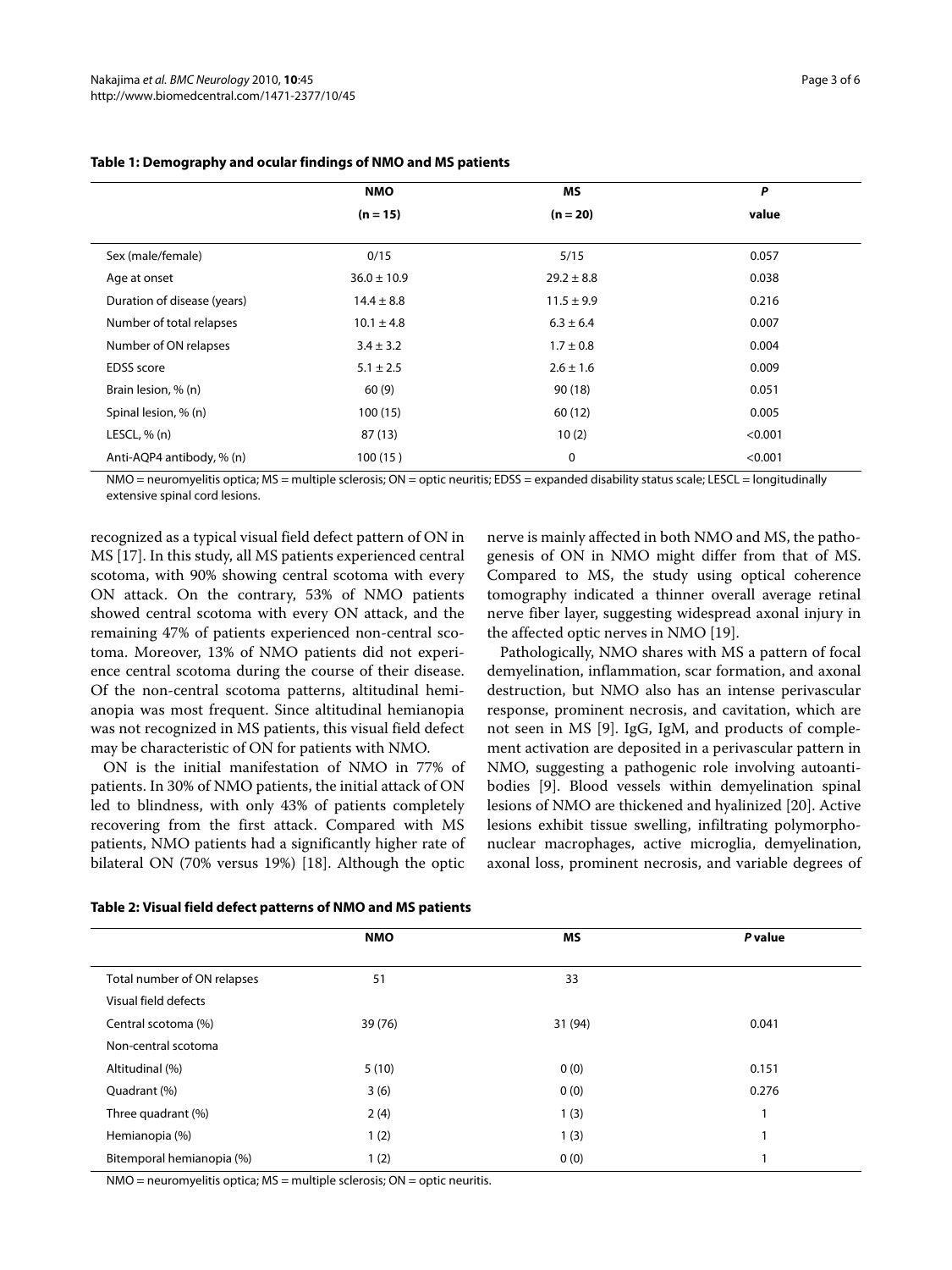**Table 1: Demography and ocular findings of NMO and MS patients**

| | NMO (n = 15) | MS (n = 20) | P value |
|---|---|---|---|
| Sex (male/female) | 0/15 | 5/15 | 0.057 |
| Age at onset | 36.0 ± 10.9 | 29.2 ± 8.8 | 0.038 |
| Duration of disease (years) | 14.4 ± 8.8 | 11.5 ± 9.9 | 0.216 |
| Number of total relapses | 10.1 ± 4.8 | 6.3 ± 6.4 | 0.007 |
| Number of ON relapses | 3.4 ± 3.2 | 1.7 ± 0.8 | 0.004 |
| EDSS score | 5.1 ± 2.5 | 2.6 ± 1.6 | 0.009 |
| Brain lesion, % (n) | 60 (9) | 90 (18) | 0.051 |
| Spinal lesion, % (n) | 100 (15) | 60 (12) | 0.005 |
| LESCL, % (n) | 87 (13) | 10 (2) | <0.001 |
| Anti-AQP4 antibody, % (n) | 100 (15 ) | 0 | <0.001 |

NMO = neuromyelitis optica; MS = multiple sclerosis; ON = optic neuritis; EDSS = expanded disability status scale; LESCL = longitudinally extensive spinal cord lesions.

recognized as a typical visual field defect pattern of ON in MS [17]. In this study, all MS patients experienced central scotoma, with 90% showing central scotoma with every ON attack. On the contrary, 53% of NMO patients showed central scotoma with every ON attack, and the remaining 47% of patients experienced non-central scotoma. Moreover, 13% of NMO patients did not experience central scotoma during the course of their disease. Of the non-central scotoma patterns, altitudinal hemianopia was most frequent. Since altitudinal hemianopia was not recognized in MS patients, this visual field defect may be characteristic of ON for patients with NMO.

ON is the initial manifestation of NMO in 77% of patients. In 30% of NMO patients, the initial attack of ON led to blindness, with only 43% of patients completely recovering from the first attack. Compared with MS patients, NMO patients had a significantly higher rate of bilateral ON (70% versus 19%) [18]. Although the optic nerve is mainly affected in both NMO and MS, the pathogenesis of ON in NMO might differ from that of MS. Compared to MS, the study using optical coherence tomography indicated a thinner overall average retinal nerve fiber layer, suggesting widespread axonal injury in the affected optic nerves in NMO [19].

Pathologically, NMO shares with MS a pattern of focal demyelination, inflammation, scar formation, and axonal destruction, but NMO also has an intense perivascular response, prominent necrosis, and cavitation, which are not seen in MS [9]. IgG, IgM, and products of complement activation are deposited in a perivascular pattern in NMO, suggesting a pathogenic role involving autoantibodies [9]. Blood vessels within demyelination spinal lesions of NMO are thickened and hyalinized [20]. Active lesions exhibit tissue swelling, infiltrating polymorphonuclear macrophages, active microglia, demyelination, axonal loss, prominent necrosis, and variable degrees of

**Table 2: Visual field defect patterns of NMO and MS patients**

| | NMO | MS | P value |
|---|---|---|---|
| Total number of ON relapses | 51 | 33 | |
| Visual field defects | | | |
| Central scotoma (%) | 39 (76) | 31 (94) | 0.041 |
| Non-central scotoma | | | |
| Altitudinal (%) | 5 (10) | 0 (0) | 0.151 |
| Quadrant (%) | 3 (6) | 0 (0) | 0.276 |
| Three quadrant (%) | 2 (4) | 1 (3) | 1 |
| Hemianopia (%) | 1 (2) | 1 (3) | 1 |
| Bitemporal hemianopia (%) | 1 (2) | 0 (0) | 1 |

NMO = neuromyelitis optica; MS = multiple sclerosis; ON = optic neuritis.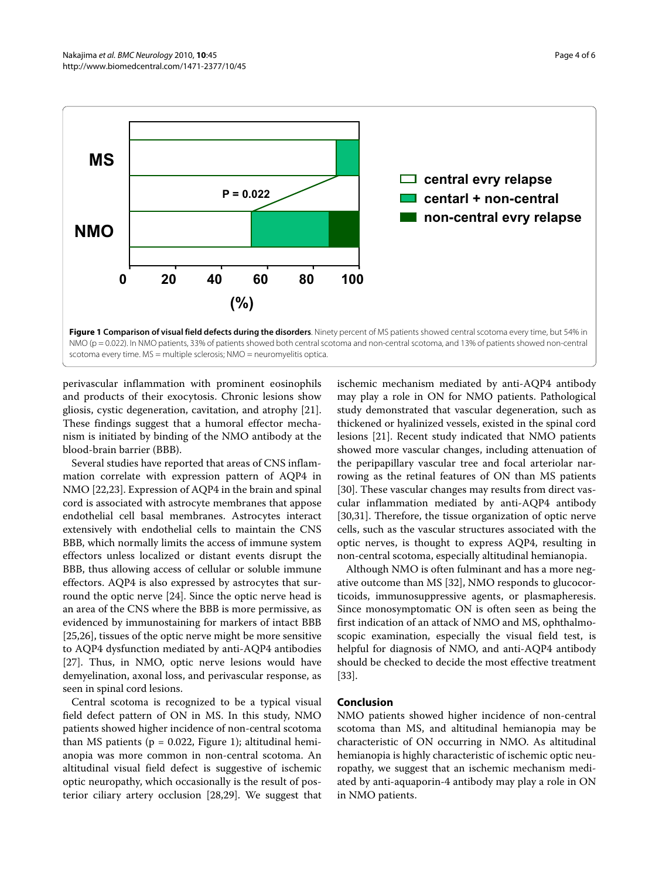**Figure 1 Comparison of visual field defects during the disorders**. Ninety percent of MS patients showed central scotoma every time, but 54% in NMO (p = 0.022). In NMO patients, 33% of patients showed both central scotoma and non-central scotoma, and 13% of patients showed non-central scotoma every time. MS = multiple sclerosis; NMO = neuromyelitis optica.

perivascular inflammation with prominent eosinophils and products of their exocytosis. Chronic lesions show gliosis, cystic degeneration, cavitation, and atrophy [21]. These findings suggest that a humoral effector mechanism is initiated by binding of the NMO antibody at the blood-brain barrier (BBB).

Several studies have reported that areas of CNS inflammation correlate with expression pattern of AQP4 in NMO [22,23]. Expression of AQP4 in the brain and spinal cord is associated with astrocyte membranes that appose endothelial cell basal membranes. Astrocytes interact extensively with endothelial cells to maintain the CNS BBB, which normally limits the access of immune system effectors unless localized or distant events disrupt the BBB, thus allowing access of cellular or soluble immune effectors. AQP4 is also expressed by astrocytes that surround the optic nerve [24]. Since the optic nerve head is an area of the CNS where the BBB is more permissive, as evidenced by immunostaining for markers of intact BBB [25,26], tissues of the optic nerve might be more sensitive to AQP4 dysfunction mediated by anti-AQP4 antibodies [27]. Thus, in NMO, optic nerve lesions would have demyelination, axonal loss, and perivascular response, as seen in spinal cord lesions.

Central scotoma is recognized to be a typical visual field defect pattern of ON in MS. In this study, NMO patients showed higher incidence of non-central scotoma than MS patients (p = 0.022, Figure 1); altitudinal hemianopia was more common in non-central scotoma. An altitudinal visual field defect is suggestive of ischemic optic neuropathy, which occasionally is the result of posterior ciliary artery occlusion [28,29]. We suggest that ischemic mechanism mediated by anti-AQP4 antibody may play a role in ON for NMO patients. Pathological study demonstrated that vascular degeneration, such as thickened or hyalinized vessels, existed in the spinal cord lesions [21]. Recent study indicated that NMO patients showed more vascular changes, including attenuation of the peripapillary vascular tree and focal arteriolar narrowing as the retinal features of ON than MS patients [30]. These vascular changes may results from direct vascular inflammation mediated by anti-AQP4 antibody [30,31]. Therefore, the tissue organization of optic nerve cells, such as the vascular structures associated with the optic nerves, is thought to express AQP4, resulting in non-central scotoma, especially altitudinal hemianopia.

Although NMO is often fulminant and has a more negative outcome than MS [32], NMO responds to glucocorticoids, immunosuppressive agents, or plasmapheresis. Since monosymptomatic ON is often seen as being the first indication of an attack of NMO and MS, ophthalmoscopic examination, especially the visual field test, is helpful for diagnosis of NMO, and anti-AQP4 antibody should be checked to decide the most effective treatment [33].

## Conclusion

NMO patients showed higher incidence of non-central scotoma than MS, and altitudinal hemianopia may be characteristic of ON occurring in NMO. As altitudinal hemianopia is highly characteristic of ischemic optic neuropathy, we suggest that an ischemic mechanism mediated by anti-aquaporin-4 antibody may play a role in ON in NMO patients.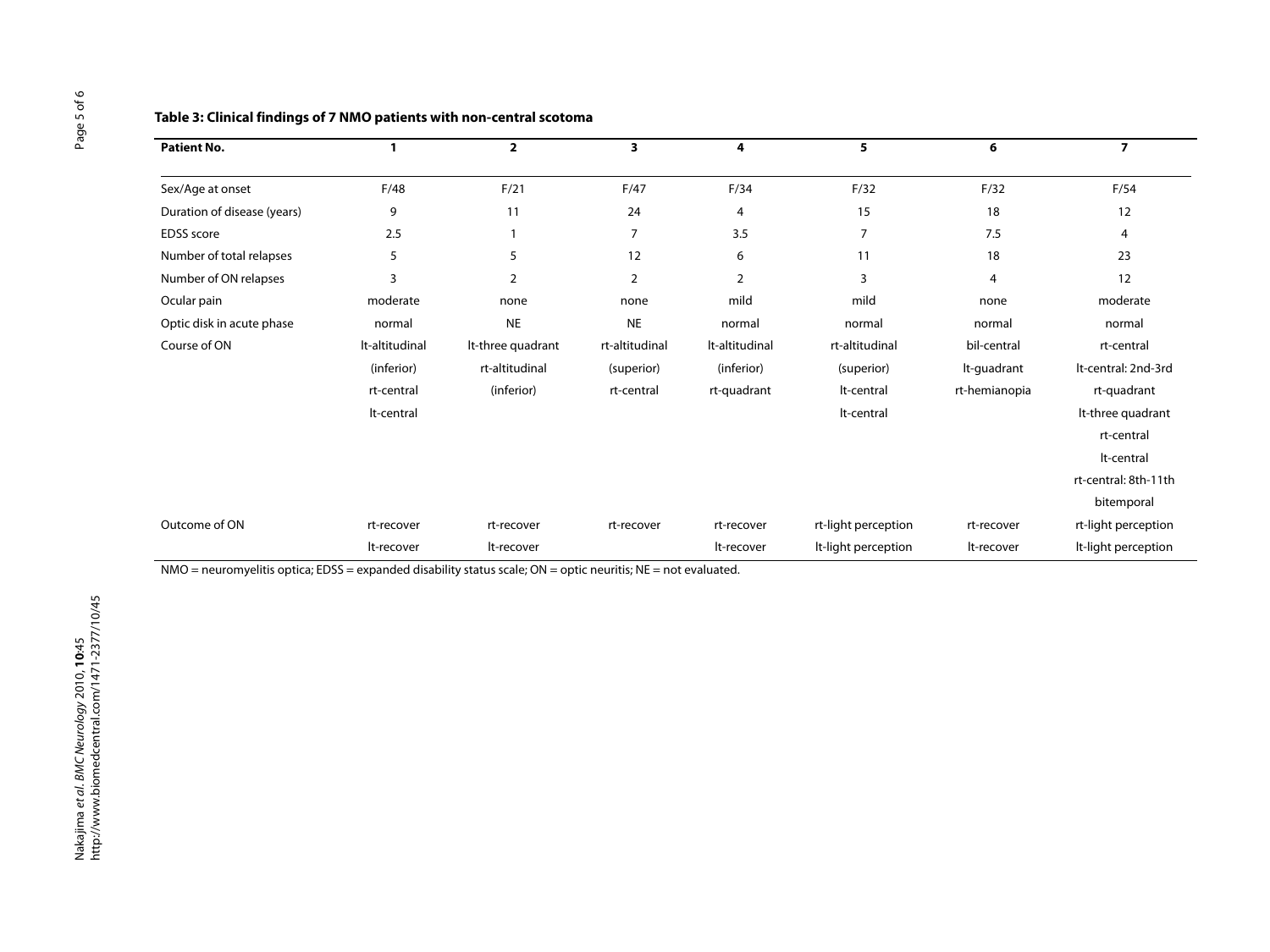**Table 3: Clinical findings of 7 NMO patients with non-central scotoma**

| Patient No. | 1 | 2 | 3 | 4 | 5 | 6 | 7 |
|---|---|---|---|---|---|---|---|
| Sex/Age at onset | F/48 | F/21 | F/47 | F/34 | F/32 | F/32 | F/54 |
| Duration of disease (years) | 9 | 11 | 24 | 4 | 15 | 18 | 12 |
| EDSS score | 2.5 | 1 | 7 | 3.5 | 7 | 7.5 | 4 |
| Number of total relapses | 5 | 5 | 12 | 6 | 11 | 18 | 23 |
| Number of ON relapses | 3 | 2 | 2 | 2 | 3 | 4 | 12 |
| Ocular pain | moderate | none | none | mild | mild | none | moderate |
| Optic disk in acute phase | normal | NE | NE | normal | normal | normal | normal |
| Course of ON | lt-altitudinal | lt-three quadrant | rt-altitudinal | lt-altitudinal | rt-altitudinal | bil-central | rt-central |
| | (inferior) | rt-altitudinal | (superior) | (inferior) | (superior) | lt-quadrant | lt-central: 2nd-3rd |
| | rt-central | (inferior) | rt-central | rt-quadrant | lt-central | rt-hemianopia | rt-quadrant |
| | lt-central | | | | lt-central | | lt-three quadrant |
| | | | | | | | rt-central |
| | | | | | | | lt-central |
| | | | | | | | rt-central: 8th-11th |
| | | | | | | | bitemporal |
| Outcome of ON | rt-recover | rt-recover | rt-recover | rt-recover | rt-light perception | rt-recover | rt-light perception |
| | lt-recover | lt-recover | | lt-recover | lt-light perception | lt-recover | lt-light perception |

NMO = neuromyelitis optica; EDSS = expanded disability status scale; ON = optic neuritis; NE = not evaluated.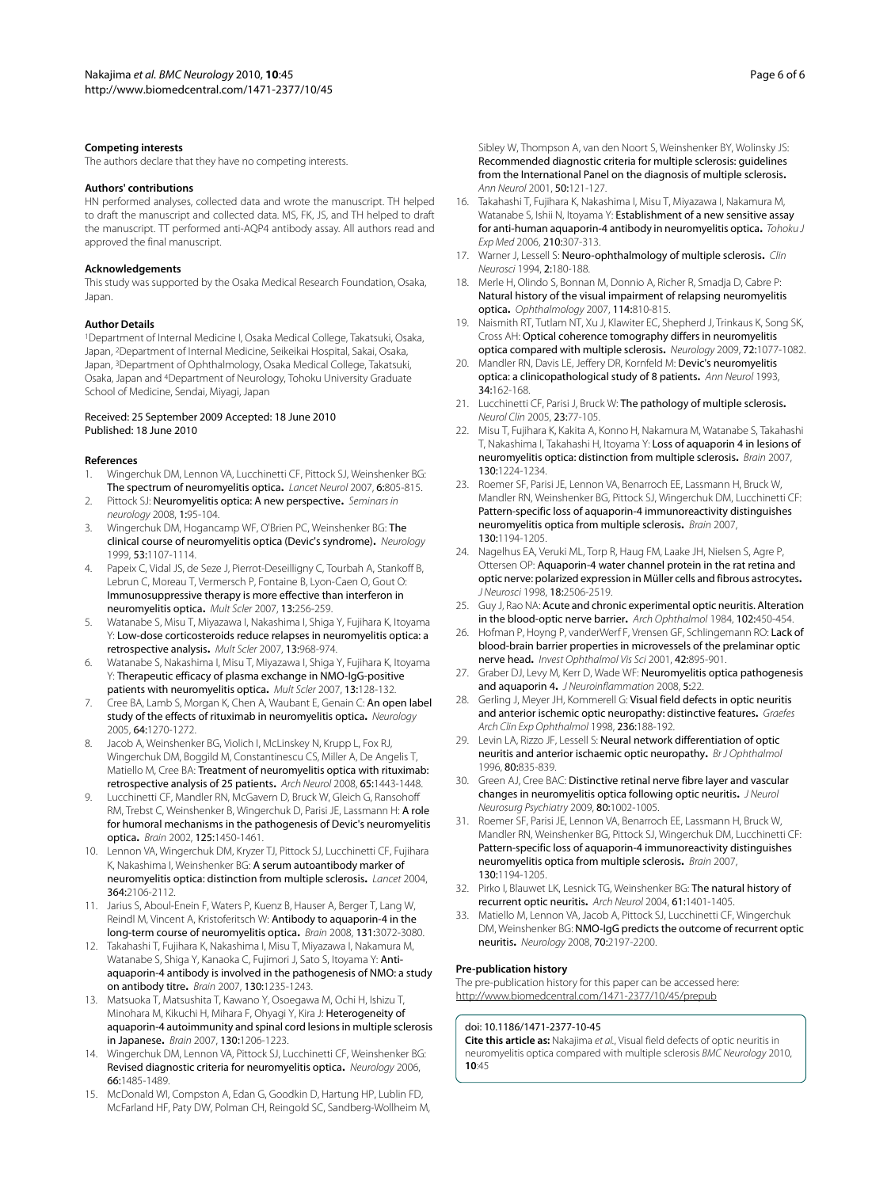### Competing interests

The authors declare that they have no competing interests.

### Authors' contributions

HN performed analyses, collected data and wrote the manuscript. TH helped to draft the manuscript and collected data. MS, FK, JS, and TH helped to draft the manuscript. TT performed anti-AQP4 antibody assay. All authors read and approved the final manuscript.

### Acknowledgements

This study was supported by the Osaka Medical Research Foundation, Osaka, Japan.

### Author Details

[1]Department of Internal Medicine I, Osaka Medical College, Takatsuki, Osaka, Japan, [2]Department of Internal Medicine, Seikeikai Hospital, Sakai, Osaka, Japan, [3]Department of Ophthalmology, Osaka Medical College, Takatsuki, Osaka, Japan and [4]Department of Neurology, Tohoku University Graduate School of Medicine, Sendai, Miyagi, Japan

Received: 25 September 2009 Accepted: 18 June 2010
Published: 18 June 2010

### References

1. Wingerchuk DM, Lennon VA, Lucchinetti CF, Pittock SJ, Weinshenker BG: **The spectrum of neuromyelitis optica.** *Lancet Neurol* 2007, **6:**805-815.
2. Pittock SJ: **Neuromyelitis optica: A new perspective.** *Seminars in neurology* 2008, **1:**95-104.
3. Wingerchuk DM, Hogancamp WF, O'Brien PC, Weinshenker BG: **The clinical course of neuromyelitis optica (Devic's syndrome).** *Neurology* 1999, **53:**1107-1114.
4. Papeix C, Vidal JS, de Seze J, Pierrot-Deseilligny C, Tourbah A, Stankoff B, Lebrun C, Moreau T, Vermersch P, Fontaine B, Lyon-Caen O, Gout O: **Immunosuppressive therapy is more effective than interferon in neuromyelitis optica.** *Mult Scler* 2007, **13:**256-259.
5. Watanabe S, Misu T, Miyazawa I, Nakashima I, Shiga Y, Fujihara K, Itoyama Y: **Low-dose corticosteroids reduce relapses in neuromyelitis optica: a retrospective analysis.** *Mult Scler* 2007, **13:**968-974.
6. Watanabe S, Nakashima I, Misu T, Miyazawa I, Shiga Y, Fujihara K, Itoyama Y: **Therapeutic efficacy of plasma exchange in NMO-IgG-positive patients with neuromyelitis optica.** *Mult Scler* 2007, **13:**128-132.
7. Cree BA, Lamb S, Morgan K, Chen A, Waubant E, Genain C: **An open label study of the effects of rituximab in neuromyelitis optica.** *Neurology* 2005, **64:**1270-1272.
8. Jacob A, Weinshenker BG, Violich I, McLinskey N, Krupp L, Fox RJ, Wingerchuk DM, Boggild M, Constantinescu CS, Miller A, De Angelis T, Matiello M, Cree BA: **Treatment of neuromyelitis optica with rituximab: retrospective analysis of 25 patients.** *Arch Neurol* 2008, **65:**1443-1448.
9. Lucchinetti CF, Mandler RN, McGavern D, Bruck W, Gleich G, Ransohoff RM, Trebst C, Weinshenker B, Wingerchuk D, Parisi JE, Lassmann H: **A role for humoral mechanisms in the pathogenesis of Devic's neuromyelitis optica.** *Brain* 2002, **125:**1450-1461.
10. Lennon VA, Wingerchuk DM, Kryzer TJ, Pittock SJ, Lucchinetti CF, Fujihara K, Nakashima I, Weinshenker BG: **A serum autoantibody marker of neuromyelitis optica: distinction from multiple sclerosis.** *Lancet* 2004, **364:**2106-2112.
11. Jarius S, Aboul-Enein F, Waters P, Kuenz B, Hauser A, Berger T, Lang W, Reindl M, Vincent A, Kristoferitsch W: **Antibody to aquaporin-4 in the long-term course of neuromyelitis optica.** *Brain* 2008, **131:**3072-3080.
12. Takahashi T, Fujihara K, Nakashima I, Misu T, Miyazawa I, Nakamura M, Watanabe S, Shiga Y, Kanaoka C, Fujimori J, Sato S, Itoyama Y: **Anti-aquaporin-4 antibody is involved in the pathogenesis of NMO: a study on antibody titre.** *Brain* 2007, **130:**1235-1243.
13. Matsuoka T, Matsushita T, Kawano Y, Osoegawa M, Ochi H, Ishizu T, Minohara M, Kikuchi H, Mihara F, Ohyagi Y, Kira J: **Heterogeneity of aquaporin-4 autoimmunity and spinal cord lesions in multiple sclerosis in Japanese.** *Brain* 2007, **130:**1206-1223.
14. Wingerchuk DM, Lennon VA, Pittock SJ, Lucchinetti CF, Weinshenker BG: **Revised diagnostic criteria for neuromyelitis optica.** *Neurology* 2006, **66:**1485-1489.
15. McDonald WI, Compston A, Edan G, Goodkin D, Hartung HP, Lublin FD, McFarland HF, Paty DW, Polman CH, Reingold SC, Sandberg-Wollheim M, Sibley W, Thompson A, van den Noort S, Weinshenker BY, Wolinsky JS: **Recommended diagnostic criteria for multiple sclerosis: guidelines from the International Panel on the diagnosis of multiple sclerosis.** *Ann Neurol* 2001, **50:**121-127.
16. Takahashi T, Fujihara K, Nakashima I, Misu T, Miyazawa I, Nakamura M, Watanabe S, Ishii N, Itoyama Y: **Establishment of a new sensitive assay for anti-human aquaporin-4 antibody in neuromyelitis optica.** *Tohoku J Exp Med* 2006, **210:**307-313.
17. Warner J, Lessell S: **Neuro-ophthalmology of multiple sclerosis.** *Clin Neurosci* 1994, **2:**180-188.
18. Merle H, Olindo S, Bonnan M, Donnio A, Richer R, Smadja D, Cabre P: **Natural history of the visual impairment of relapsing neuromyelitis optica.** *Ophthalmology* 2007, **114:**810-815.
19. Naismith RT, Tutlam NT, Xu J, Klawiter EC, Shepherd J, Trinkaus K, Song SK, Cross AH: **Optical coherence tomography differs in neuromyelitis optica compared with multiple sclerosis.** *Neurology* 2009, **72:**1077-1082.
20. Mandler RN, Davis LE, Jeffery DR, Kornfeld M: **Devic's neuromyelitis optica: a clinicopathological study of 8 patients.** *Ann Neurol* 1993, **34:**162-168.
21. Lucchinetti CF, Parisi J, Bruck W: **The pathology of multiple sclerosis.** *Neurol Clin* 2005, **23:**77-105.
22. Misu T, Fujihara K, Kakita A, Konno H, Nakamura M, Watanabe S, Takahashi T, Nakashima I, Takahashi H, Itoyama Y: **Loss of aquaporin 4 in lesions of neuromyelitis optica: distinction from multiple sclerosis.** *Brain* 2007, **130:**1224-1234.
23. Roemer SF, Parisi JE, Lennon VA, Benarroch EE, Lassmann H, Bruck W, Mandler RN, Weinshenker BG, Pittock SJ, Wingerchuk DM, Lucchinetti CF: **Pattern-specific loss of aquaporin-4 immunoreactivity distinguishes neuromyelitis optica from multiple sclerosis.** *Brain* 2007, **130:**1194-1205.
24. Nagelhus EA, Veruki ML, Torp R, Haug FM, Laake JH, Nielsen S, Agre P, Ottersen OP: **Aquaporin-4 water channel protein in the rat retina and optic nerve: polarized expression in Müller cells and fibrous astrocytes.** *J Neurosci* 1998, **18:**2506-2519.
25. Guy J, Rao NA: **Acute and chronic experimental optic neuritis. Alteration in the blood-optic nerve barrier.** *Arch Ophthalmol* 1984, **102:**450-454.
26. Hofman P, Hoyng P, vanderWerf F, Vrensen GF, Schlingemann RO: **Lack of blood-brain barrier properties in microvessels of the prelaminar optic nerve head.** *Invest Ophthalmol Vis Sci* 2001, **42:**895-901.
27. Graber DJ, Levy M, Kerr D, Wade WF: **Neuromyelitis optica pathogenesis and aquaporin 4.** *J Neuroinflammation* 2008, **5:**22.
28. Gerling J, Meyer JH, Kommerell G: **Visual field defects in optic neuritis and anterior ischemic optic neuropathy: distinctive features.** *Graefes Arch Clin Exp Ophthalmol* 1998, **236:**188-192.
29. Levin LA, Rizzo JF, Lessell S: **Neural network differentiation of optic neuritis and anterior ischaemic optic neuropathy.** *Br J Ophthalmol* 1996, **80:**835-839.
30. Green AJ, Cree BAC: **Distinctive retinal nerve fibre layer and vascular changes in neuromyelitis optica following optic neuritis.** *J Neurol Neurosurg Psychiatry* 2009, **80:**1002-1005.
31. Roemer SF, Parisi JE, Lennon VA, Benarroch EE, Lassmann H, Bruck W, Mandler RN, Weinshenker BG, Pittock SJ, Wingerchuk DM, Lucchinetti CF: **Pattern-specific loss of aquaporin-4 immunoreactivity distinguishes neuromyelitis optica from multiple sclerosis.** *Brain* 2007, **130:**1194-1205.
32. Pirko I, Blauwet LK, Lesnick TG, Weinshenker BG: **The natural history of recurrent optic neuritis.** *Arch Neurol* 2004, **61:**1401-1405.
33. Matiello M, Lennon VA, Jacob A, Pittock SJ, Lucchinetti CF, Wingerchuk DM, Weinshenker BG: **NMO-IgG predicts the outcome of recurrent optic neuritis.** *Neurology* 2008, **70:**2197-2200.

### Pre-publication history

The pre-publication history for this paper can be accessed here:
http://www.biomedcentral.com/1471-2377/10/45/prepub

doi: 10.1186/1471-2377-10-45
**Cite this article as:** Nakajima *et al.*, Visual field defects of optic neuritis in neuromyelitis optica compared with multiple sclerosis *BMC Neurology* 2010, **10**:45